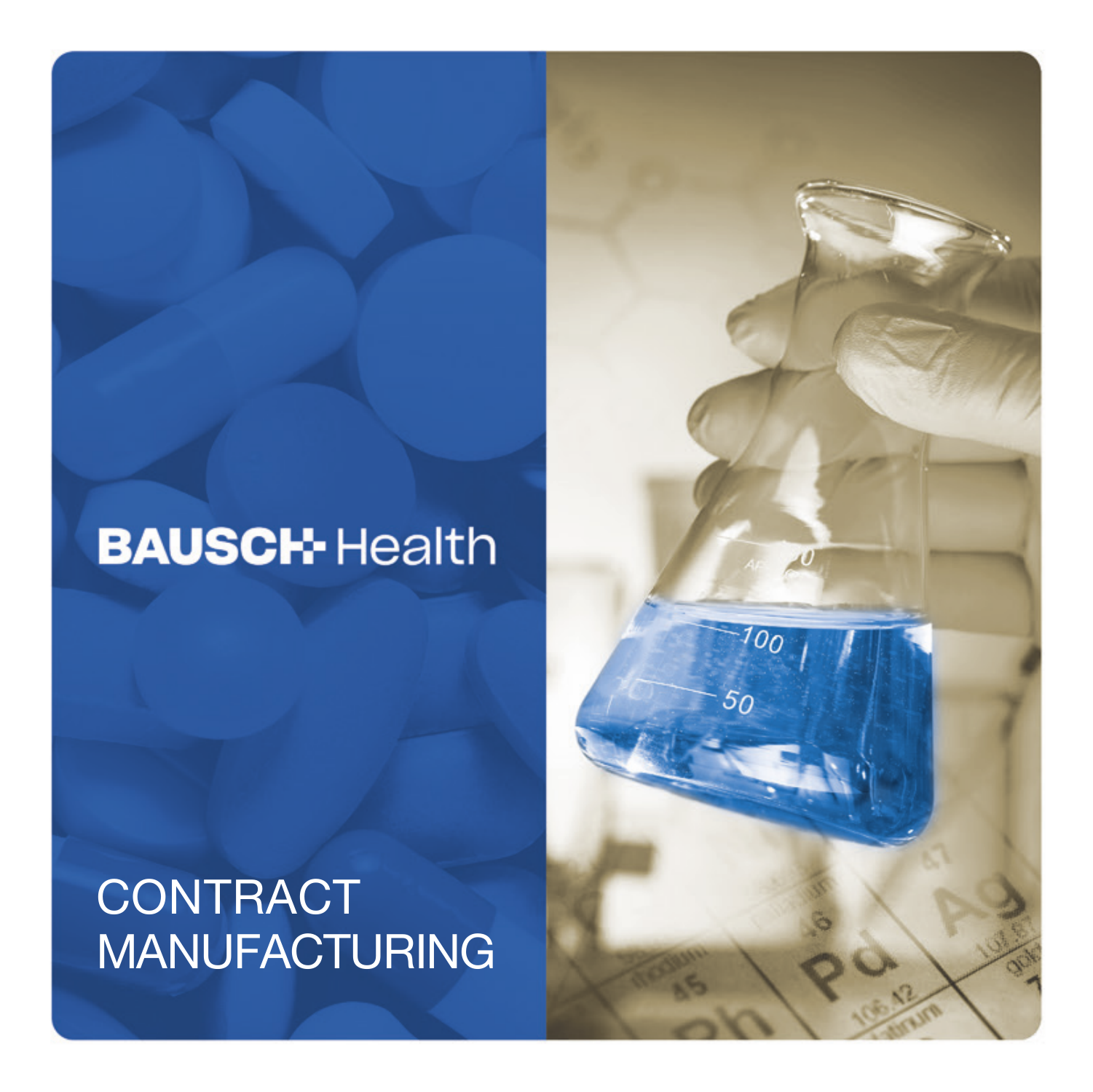# BAUSCH Health

# CONTRACT MANUFACTURING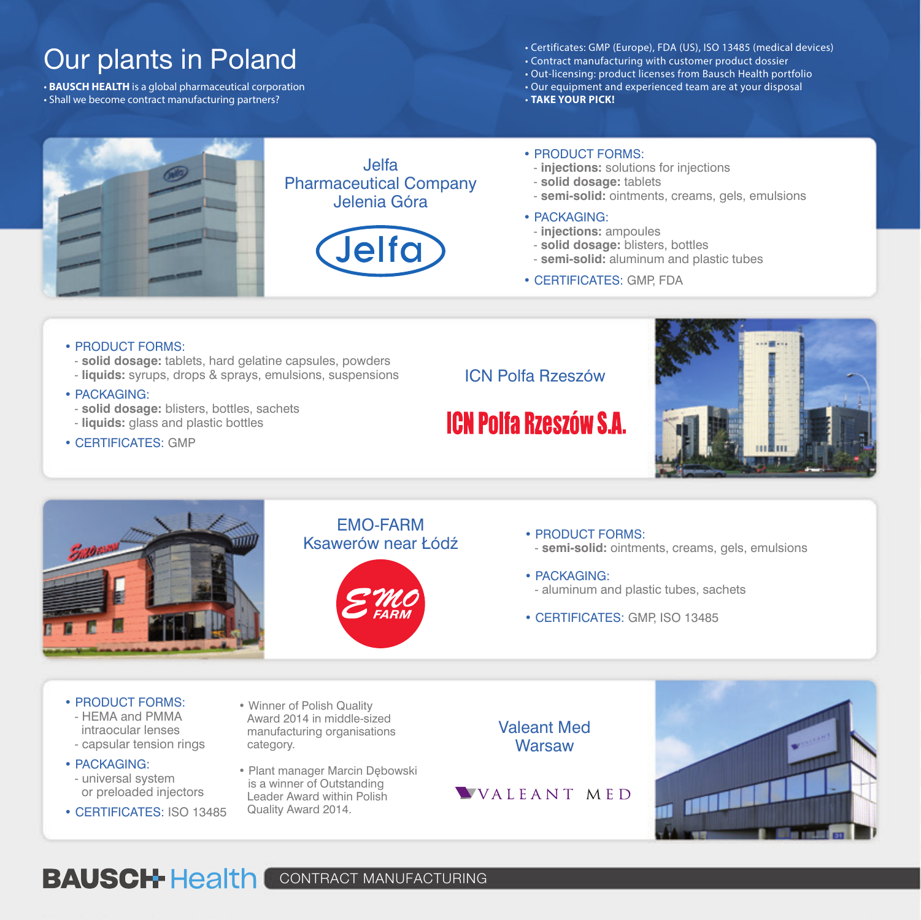# Our plants in Poland

- **BAUSCH HEALTH** is a global pharmaceutical corporation
- Shall we become contract manufacturing partners?

- Certificates: GMP (Europe), FDA (US), ISO 13485 (medical devices)
- Contract manufacturing with customer product dossier
- Out-licensing: product licenses from Bausch Health portfolio
- Our equipment and experienced team are at your disposal
- **TAKE YOUR PICK!**

## Jelfa Pharmaceutical Company Jelenia Góra

Jelfa

- PRODUCT FORMS:
  - **injections:** solutions for injections
  - **solid dosage:** tablets
  - **semi-solid:** ointments, creams, gels, emulsions
- PACKAGING:
  - **injections:** ampoules
  - **solid dosage:** blisters, bottles
  - **semi-solid:** aluminum and plastic tubes
- CERTIFICATES: GMP, FDA

## ICN Polfa Rzeszów

ICN Polfa Rzeszów S.A.

- PRODUCT FORMS:
  - **solid dosage:** tablets, hard gelatine capsules, powders
  - **liquids:** syrups, drops & sprays, emulsions, suspensions
- PACKAGING:
  - **solid dosage:** blisters, bottles, sachets
  - **liquids:** glass and plastic bottles
- CERTIFICATES: GMP

## EMO-FARM Ksawerów near Łódź

EMO FARM

- PRODUCT FORMS:
  - **semi-solid:** ointments, creams, gels, emulsions
- PACKAGING:
  - aluminum and plastic tubes, sachets
- CERTIFICATES: GMP, ISO 13485

## Valeant Med Warsaw

VALEANT MED

- PRODUCT FORMS:
  - HEMA and PMMA intraocular lenses
  - capsular tension rings
- PACKAGING:
  - universal system or preloaded injectors
- CERTIFICATES: ISO 13485

- Winner of Polish Quality Award 2014 in middle-sized manufacturing organisations category.
- Plant manager Marcin Dębowski is a winner of Outstanding Leader Award within Polish Quality Award 2014.

BAUSCH Health CONTRACT MANUFACTURING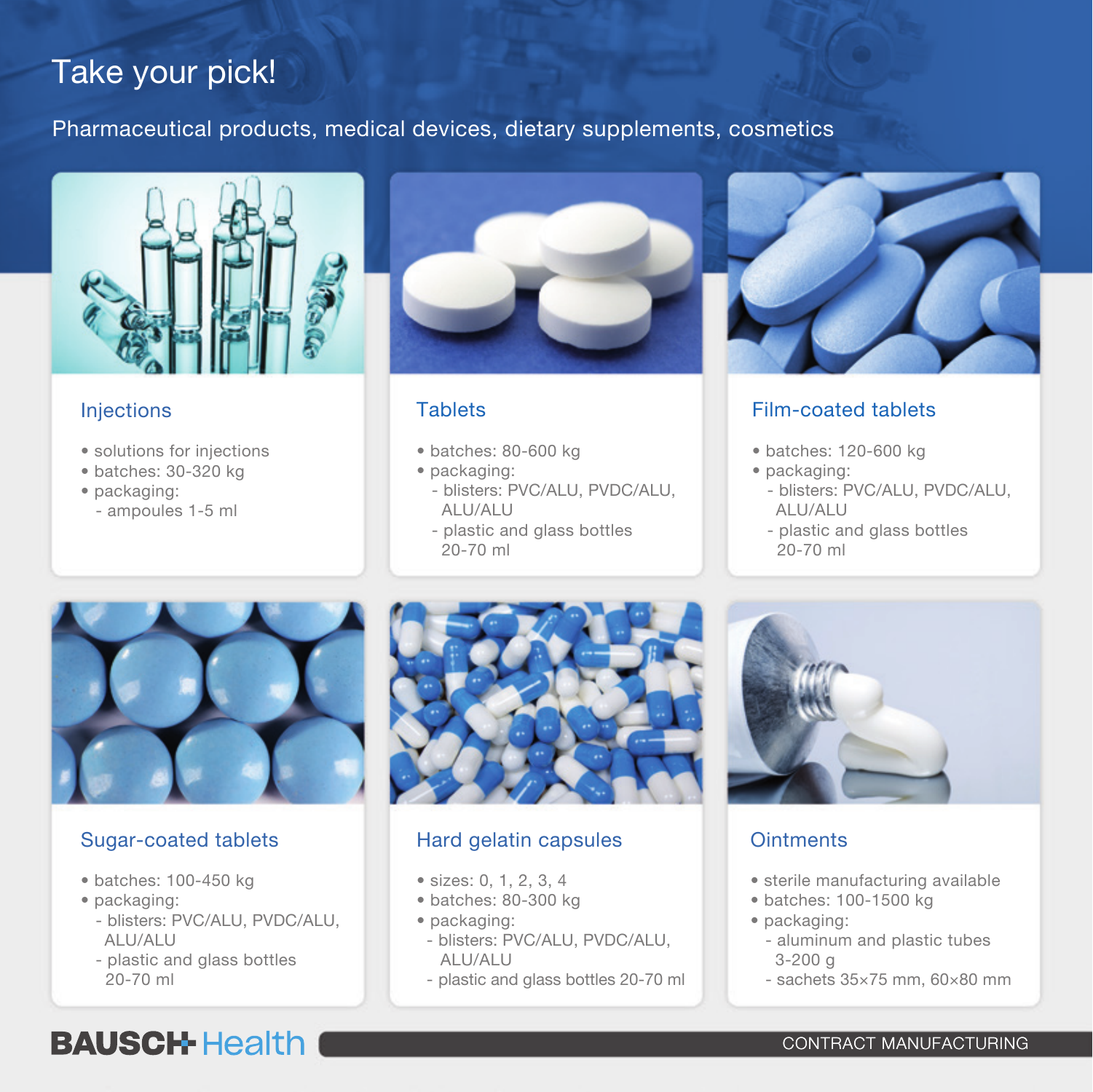# Take your pick!

Pharmaceutical products, medical devices, dietary supplements, cosmetics

### Injections

- solutions for injections
- batches: 30-320 kg
- packaging:
  - ampoules 1-5 ml

### Tablets

- batches: 80-600 kg
- packaging:
  - blisters: PVC/ALU, PVDC/ALU, ALU/ALU
  - plastic and glass bottles 20-70 ml

### Film-coated tablets

- batches: 120-600 kg
- packaging:
  - blisters: PVC/ALU, PVDC/ALU, ALU/ALU
  - plastic and glass bottles 20-70 ml

### Sugar-coated tablets

- batches: 100-450 kg
- packaging:
  - blisters: PVC/ALU, PVDC/ALU, ALU/ALU
  - plastic and glass bottles 20-70 ml

### Hard gelatin capsules

- sizes: 0, 1, 2, 3, 4
- batches: 80-300 kg
- packaging:
  - blisters: PVC/ALU, PVDC/ALU, ALU/ALU
  - plastic and glass bottles 20-70 ml

### Ointments

- sterile manufacturing available
- batches: 100-1500 kg
- packaging:
  - aluminum and plastic tubes 3-200 g
  - sachets 35×75 mm, 60×80 mm

BAUSCH Health

CONTRACT MANUFACTURING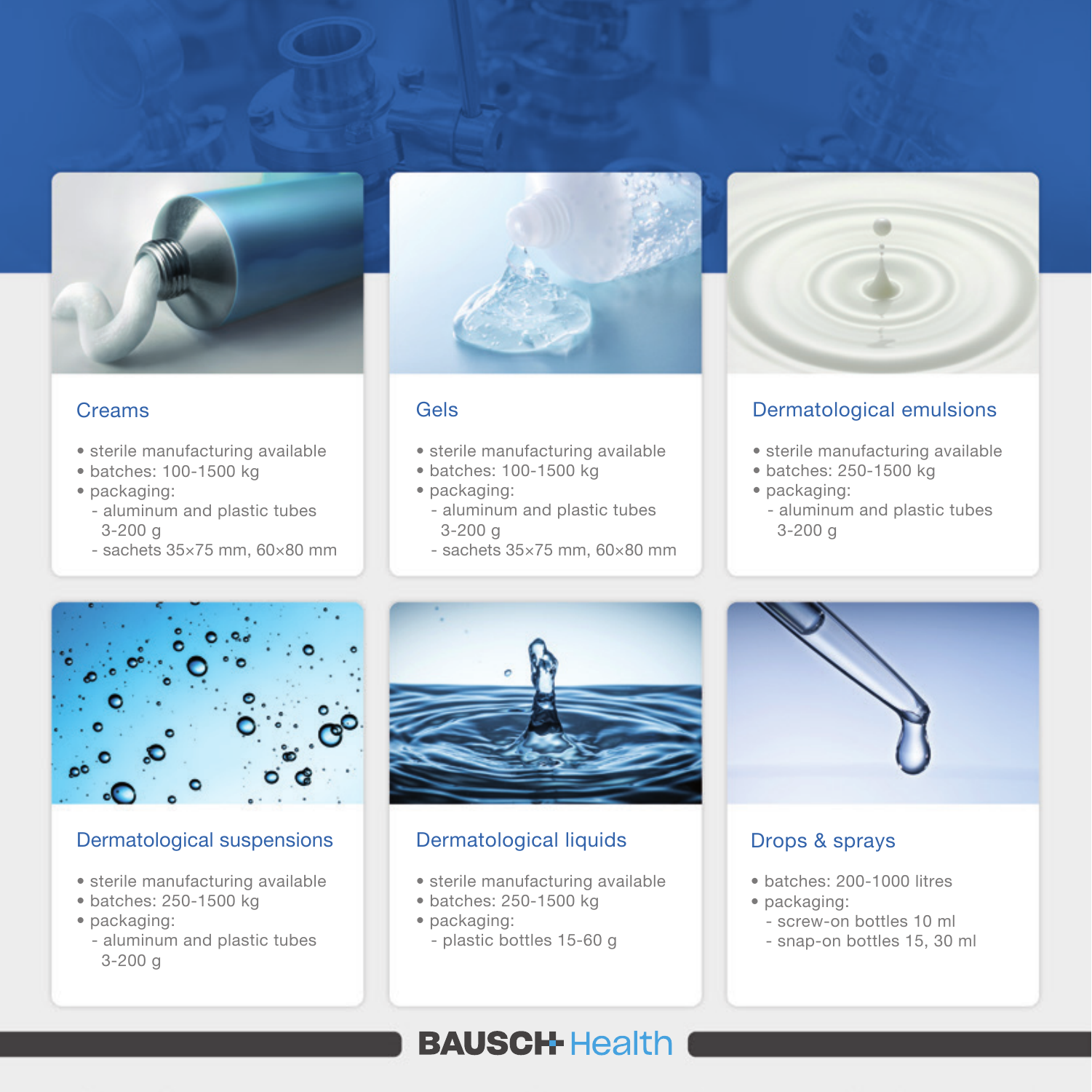## Creams

- sterile manufacturing available
- batches: 100-1500 kg
- packaging:
  - aluminum and plastic tubes 3-200 g
  - sachets 35×75 mm, 60×80 mm

## Gels

- sterile manufacturing available
- batches: 100-1500 kg
- packaging:
  - aluminum and plastic tubes 3-200 g
  - sachets 35×75 mm, 60×80 mm

## Dermatological emulsions

- sterile manufacturing available
- batches: 250-1500 kg
- packaging:
  - aluminum and plastic tubes 3-200 g

## Dermatological suspensions

- sterile manufacturing available
- batches: 250-1500 kg
- packaging:
  - aluminum and plastic tubes 3-200 g

## Dermatological liquids

- sterile manufacturing available
- batches: 250-1500 kg
- packaging:
  - plastic bottles 15-60 g

## Drops & sprays

- batches: 200-1000 litres
- packaging:
  - screw-on bottles 10 ml
  - snap-on bottles 15, 30 ml

BAUSCH Health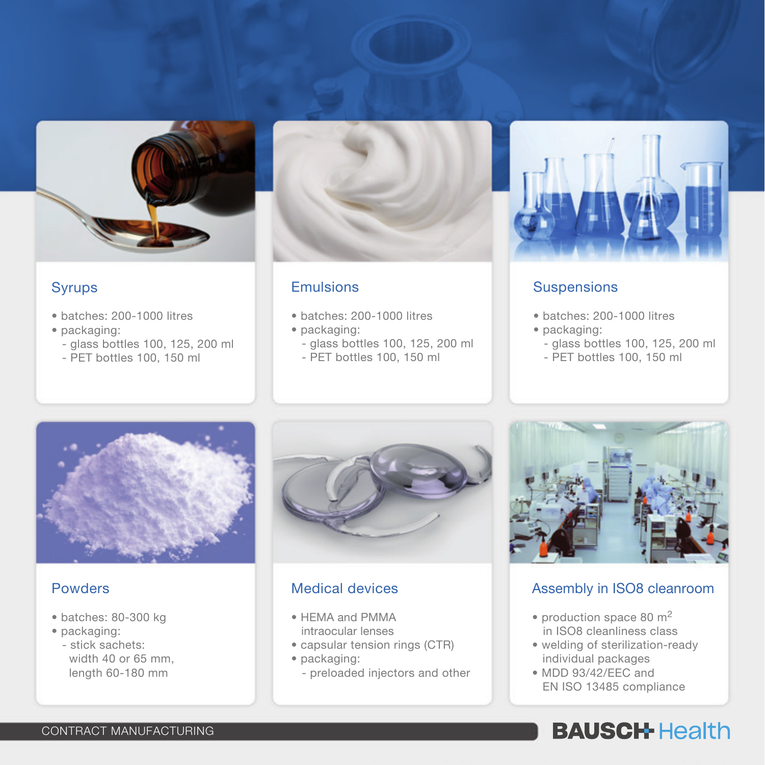## Syrups

- batches: 200-1000 litres
- packaging:
  - glass bottles 100, 125, 200 ml
  - PET bottles 100, 150 ml

## Emulsions

- batches: 200-1000 litres
- packaging:
  - glass bottles 100, 125, 200 ml
  - PET bottles 100, 150 ml

## Suspensions

- batches: 200-1000 litres
- packaging:
  - glass bottles 100, 125, 200 ml
  - PET bottles 100, 150 ml

## Powders

- batches: 80-300 kg
- packaging:
  - stick sachets: width 40 or 65 mm, length 60-180 mm

## Medical devices

- HEMA and PMMA intraocular lenses
- capsular tension rings (CTR)
- packaging:
  - preloaded injectors and other

## Assembly in ISO8 cleanroom

- production space 80 $m^2$ in ISO8 cleanliness class
- welding of sterilization-ready individual packages
- MDD 93/42/EEC and EN ISO 13485 compliance

CONTRACT MANUFACTURING

BAUSCH Health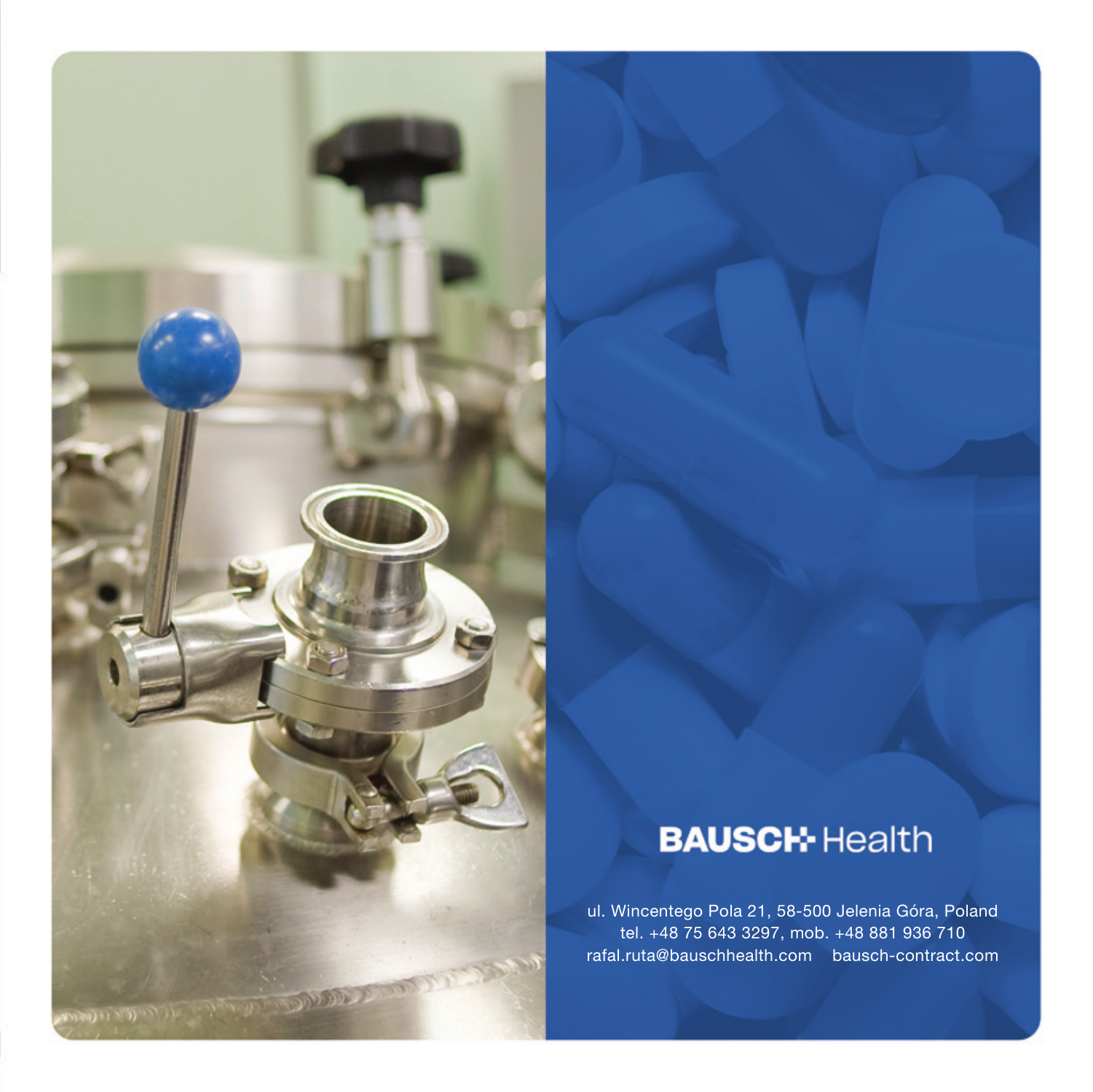**BAUSCH Health**

ul. Wincentego Pola 21, 58-500 Jelenia Góra, Poland
tel. +48 75 643 3297, mob. +48 881 936 710
rafal.ruta@bauschhealth.com bausch-contract.com